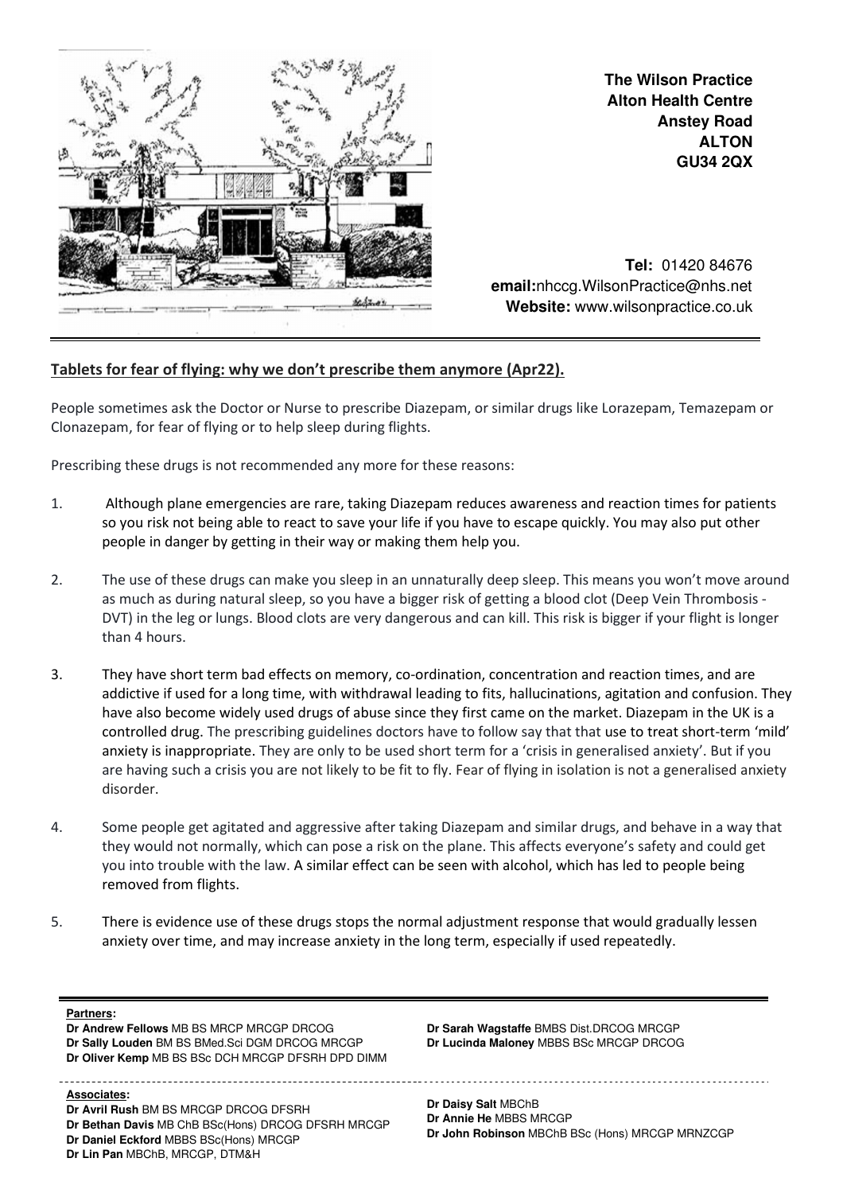**The Wilson Practice**
**Alton Health Centre**
**Anstey Road**
**ALTON**
**GU34 2QX**

**Tel:** 01420 84676
**email:**nhccg.WilsonPractice@nhs.net
**Website:** www.wilsonpractice.co.uk

---

## Tablets for fear of flying: why we don't prescribe them anymore (Apr22).

People sometimes ask the Doctor or Nurse to prescribe Diazepam, or similar drugs like Lorazepam, Temazepam or Clonazepam, for fear of flying or to help sleep during flights.

Prescribing these drugs is not recommended any more for these reasons:

1. Although plane emergencies are rare, taking Diazepam reduces awareness and reaction times for patients so you risk not being able to react to save your life if you have to escape quickly. You may also put other people in danger by getting in their way or making them help you.

2. The use of these drugs can make you sleep in an unnaturally deep sleep. This means you won't move around as much as during natural sleep, so you have a bigger risk of getting a blood clot (Deep Vein Thrombosis - DVT) in the leg or lungs. Blood clots are very dangerous and can kill. This risk is bigger if your flight is longer than 4 hours.

3. They have short term bad effects on memory, co-ordination, concentration and reaction times, and are addictive if used for a long time, with withdrawal leading to fits, hallucinations, agitation and confusion. They have also become widely used drugs of abuse since they first came on the market. Diazepam in the UK is a controlled drug. The prescribing guidelines doctors have to follow say that that use to treat short-term 'mild' anxiety is inappropriate. They are only to be used short term for a 'crisis in generalised anxiety'. But if you are having such a crisis you are not likely to be fit to fly. Fear of flying in isolation is not a generalised anxiety disorder.

4. Some people get agitated and aggressive after taking Diazepam and similar drugs, and behave in a way that they would not normally, which can pose a risk on the plane. This affects everyone's safety and could get you into trouble with the law. A similar effect can be seen with alcohol, which has led to people being removed from flights.

5. There is evidence use of these drugs stops the normal adjustment response that would gradually lessen anxiety over time, and may increase anxiety in the long term, especially if used repeatedly.

---

**Partners:**
**Dr Andrew Fellows** MB BS MRCP MRCGP DRCOG
**Dr Sally Louden** BM BS BMed.Sci DGM DRCOG MRCGP
**Dr Oliver Kemp** MB BS BSc DCH MRCGP DFSRH DPD DIMM
**Dr Sarah Wagstaffe** BMBS Dist.DRCOG MRCGP
**Dr Lucinda Maloney** MBBS BSc MRCGP DRCOG

**Associates:**
**Dr Avril Rush** BM BS MRCGP DRCOG DFSRH
**Dr Bethan Davis** MB ChB BSc(Hons) DRCOG DFSRH MRCGP
**Dr Daniel Eckford** MBBS BSc(Hons) MRCGP
**Dr Lin Pan** MBChB, MRCGP, DTM&H
**Dr Daisy Salt** MBChB
**Dr Annie He** MBBS MRCGP
**Dr John Robinson** MBChB BSc (Hons) MRCGP MRNZCGP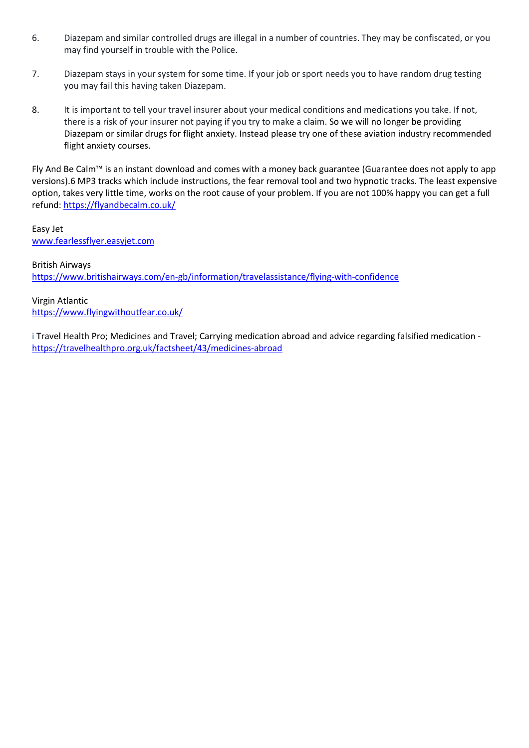6. Diazepam and similar controlled drugs are illegal in a number of countries. They may be confiscated, or you may find yourself in trouble with the Police.

7. Diazepam stays in your system for some time. If your job or sport needs you to have random drug testing you may fail this having taken Diazepam.

8. It is important to tell your travel insurer about your medical conditions and medications you take. If not, there is a risk of your insurer not paying if you try to make a claim. So we will no longer be providing Diazepam or similar drugs for flight anxiety. Instead please try one of these aviation industry recommended flight anxiety courses.

Fly And Be Calm™ is an instant download and comes with a money back guarantee (Guarantee does not apply to app versions).6 MP3 tracks which include instructions, the fear removal tool and two hypnotic tracks. The least expensive option, takes very little time, works on the root cause of your problem. If you are not 100% happy you can get a full refund: https://flyandbecalm.co.uk/

Easy Jet
www.fearlessflyer.easyjet.com

British Airways
https://www.britishairways.com/en-gb/information/travelassistance/flying-with-confidence

Virgin Atlantic
https://www.flyingwithoutfear.co.uk/

i Travel Health Pro; Medicines and Travel; Carrying medication abroad and advice regarding falsified medication - https://travelhealthpro.org.uk/factsheet/43/medicines-abroad